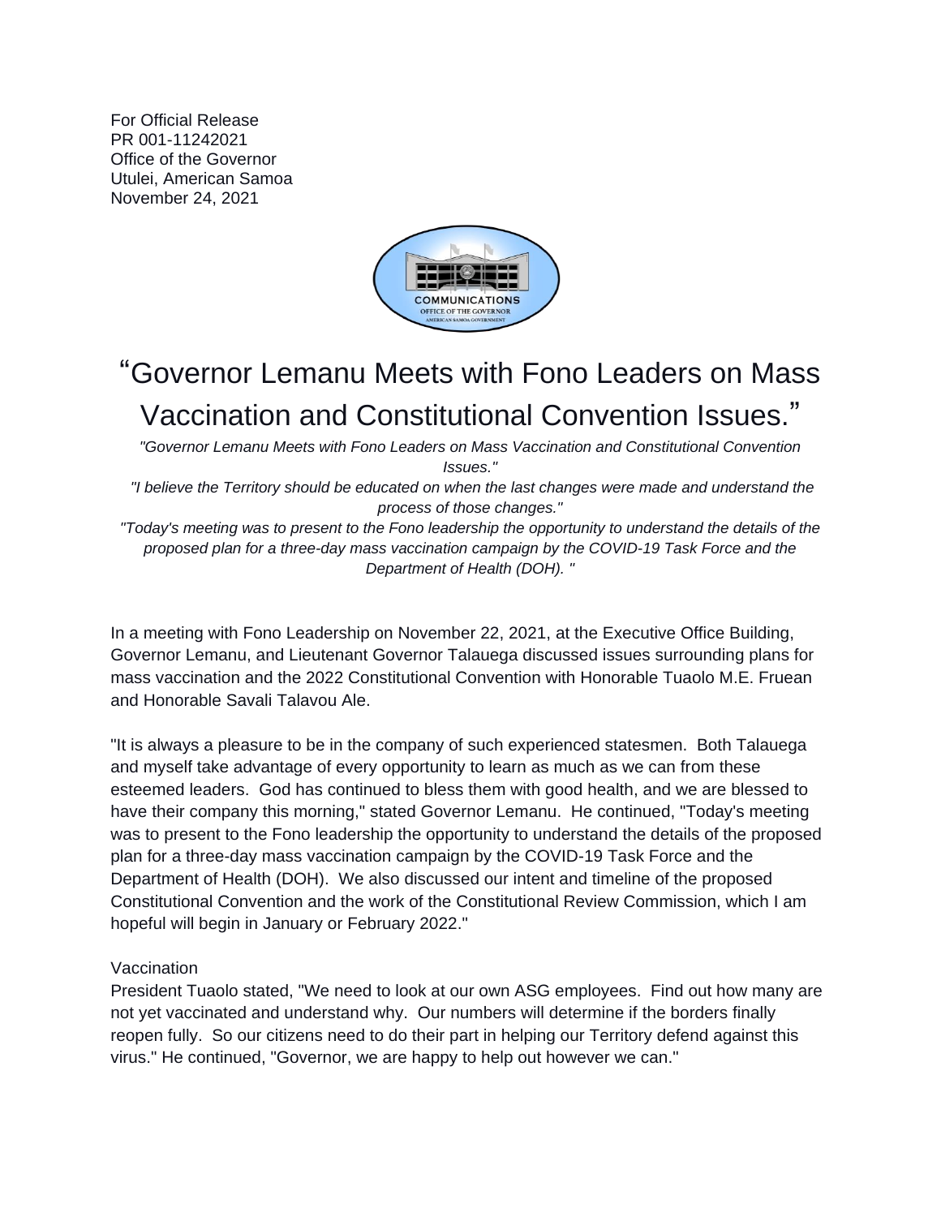For Official Release
PR 001-11242021
Office of the Governor
Utulei, American Samoa
November 24, 2021

# "Governor Lemanu Meets with Fono Leaders on Mass Vaccination and Constitutional Convention Issues."

*"Governor Lemanu Meets with Fono Leaders on Mass Vaccination and Constitutional Convention Issues."*

*"I believe the Territory should be educated on when the last changes were made and understand the process of those changes."*

*"Today's meeting was to present to the Fono leadership the opportunity to understand the details of the proposed plan for a three-day mass vaccination campaign by the COVID-19 Task Force and the Department of Health (DOH). "*

In a meeting with Fono Leadership on November 22, 2021, at the Executive Office Building, Governor Lemanu, and Lieutenant Governor Talauega discussed issues surrounding plans for mass vaccination and the 2022 Constitutional Convention with Honorable Tuaolo M.E. Fruean and Honorable Savali Talavou Ale.

"It is always a pleasure to be in the company of such experienced statesmen. Both Talauega and myself take advantage of every opportunity to learn as much as we can from these esteemed leaders. God has continued to bless them with good health, and we are blessed to have their company this morning," stated Governor Lemanu. He continued, "Today's meeting was to present to the Fono leadership the opportunity to understand the details of the proposed plan for a three-day mass vaccination campaign by the COVID-19 Task Force and the Department of Health (DOH). We also discussed our intent and timeline of the proposed Constitutional Convention and the work of the Constitutional Review Commission, which I am hopeful will begin in January or February 2022."

Vaccination

President Tuaolo stated, "We need to look at our own ASG employees. Find out how many are not yet vaccinated and understand why. Our numbers will determine if the borders finally reopen fully. So our citizens need to do their part in helping our Territory defend against this virus." He continued, "Governor, we are happy to help out however we can."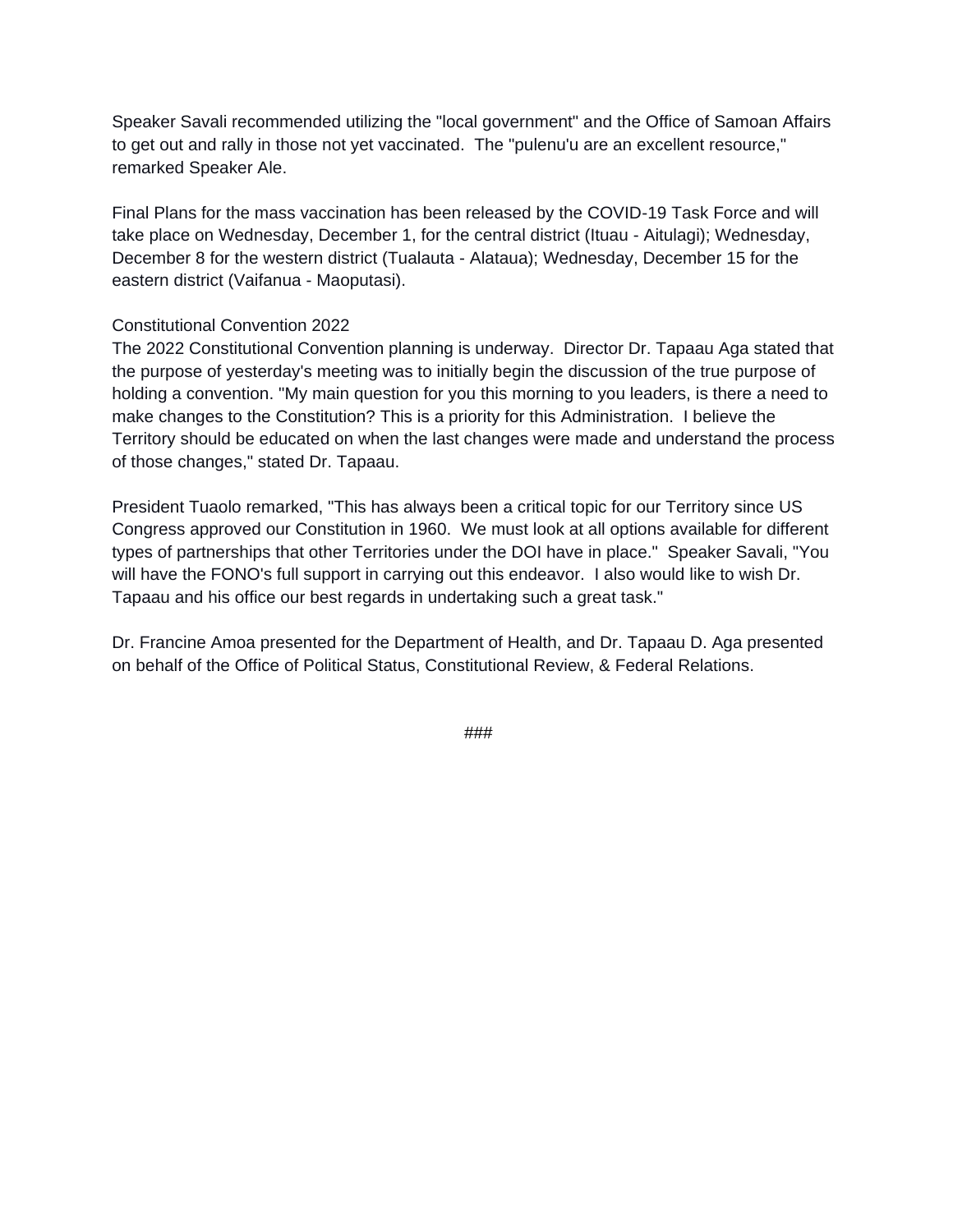Speaker Savali recommended utilizing the "local government" and the Office of Samoan Affairs to get out and rally in those not yet vaccinated. The "pulenu'u are an excellent resource," remarked Speaker Ale.

Final Plans for the mass vaccination has been released by the COVID-19 Task Force and will take place on Wednesday, December 1, for the central district (Ituau - Aitulagi); Wednesday, December 8 for the western district (Tualauta - Alataua); Wednesday, December 15 for the eastern district (Vaifanua - Maoputasi).

## Constitutional Convention 2022

The 2022 Constitutional Convention planning is underway. Director Dr. Tapaau Aga stated that the purpose of yesterday's meeting was to initially begin the discussion of the true purpose of holding a convention. "My main question for you this morning to you leaders, is there a need to make changes to the Constitution? This is a priority for this Administration. I believe the Territory should be educated on when the last changes were made and understand the process of those changes," stated Dr. Tapaau.

President Tuaolo remarked, "This has always been a critical topic for our Territory since US Congress approved our Constitution in 1960. We must look at all options available for different types of partnerships that other Territories under the DOI have in place." Speaker Savali, "You will have the FONO's full support in carrying out this endeavor. I also would like to wish Dr. Tapaau and his office our best regards in undertaking such a great task."

Dr. Francine Amoa presented for the Department of Health, and Dr. Tapaau D. Aga presented on behalf of the Office of Political Status, Constitutional Review, & Federal Relations.

###